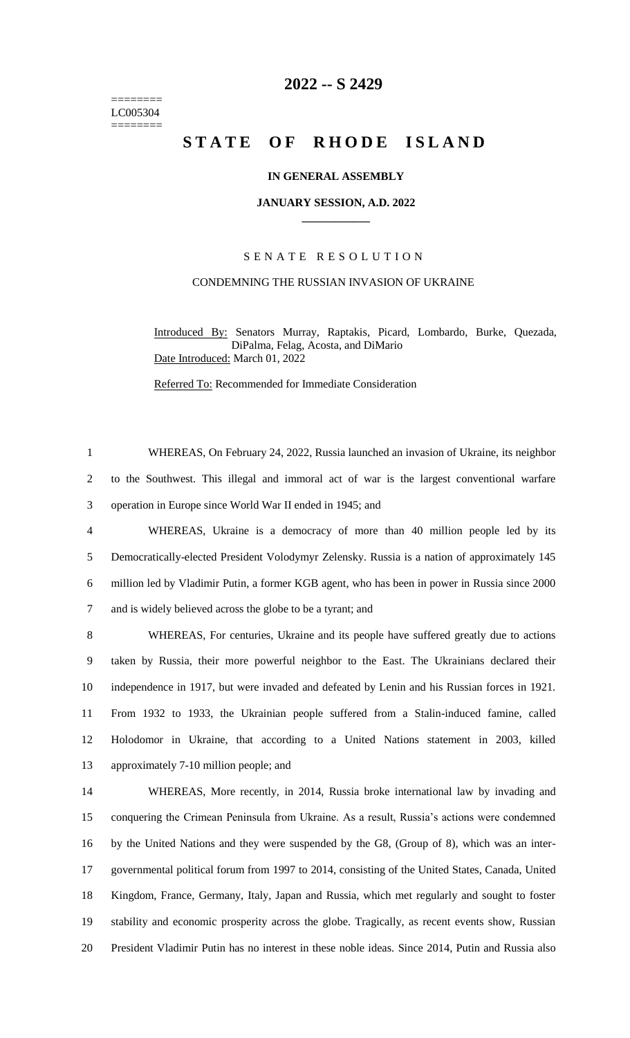========
LC005304
========

# 2022 -- S 2429

# STATE OF RHODE ISLAND

**IN GENERAL ASSEMBLY**

**JANUARY SESSION, A.D. 2022**

---

SENATE RESOLUTION

CONDEMNING THE RUSSIAN INVASION OF UKRAINE

Introduced By: Senators Murray, Raptakis, Picard, Lombardo, Burke, Quezada, DiPalma, Felag, Acosta, and DiMario

Date Introduced: March 01, 2022

Referred To: Recommended for Immediate Consideration

WHEREAS, On February 24, 2022, Russia launched an invasion of Ukraine, its neighbor to the Southwest. This illegal and immoral act of war is the largest conventional warfare operation in Europe since World War II ended in 1945; and

WHEREAS, Ukraine is a democracy of more than 40 million people led by its Democratically-elected President Volodymyr Zelensky. Russia is a nation of approximately 145 million led by Vladimir Putin, a former KGB agent, who has been in power in Russia since 2000 and is widely believed across the globe to be a tyrant; and

WHEREAS, For centuries, Ukraine and its people have suffered greatly due to actions taken by Russia, their more powerful neighbor to the East. The Ukrainians declared their independence in 1917, but were invaded and defeated by Lenin and his Russian forces in 1921. From 1932 to 1933, the Ukrainian people suffered from a Stalin-induced famine, called Holodomor in Ukraine, that according to a United Nations statement in 2003, killed approximately 7-10 million people; and

WHEREAS, More recently, in 2014, Russia broke international law by invading and conquering the Crimean Peninsula from Ukraine. As a result, Russia's actions were condemned by the United Nations and they were suspended by the G8, (Group of 8), which was an inter-governmental political forum from 1997 to 2014, consisting of the United States, Canada, United Kingdom, France, Germany, Italy, Japan and Russia, which met regularly and sought to foster stability and economic prosperity across the globe. Tragically, as recent events show, Russian President Vladimir Putin has no interest in these noble ideas. Since 2014, Putin and Russia also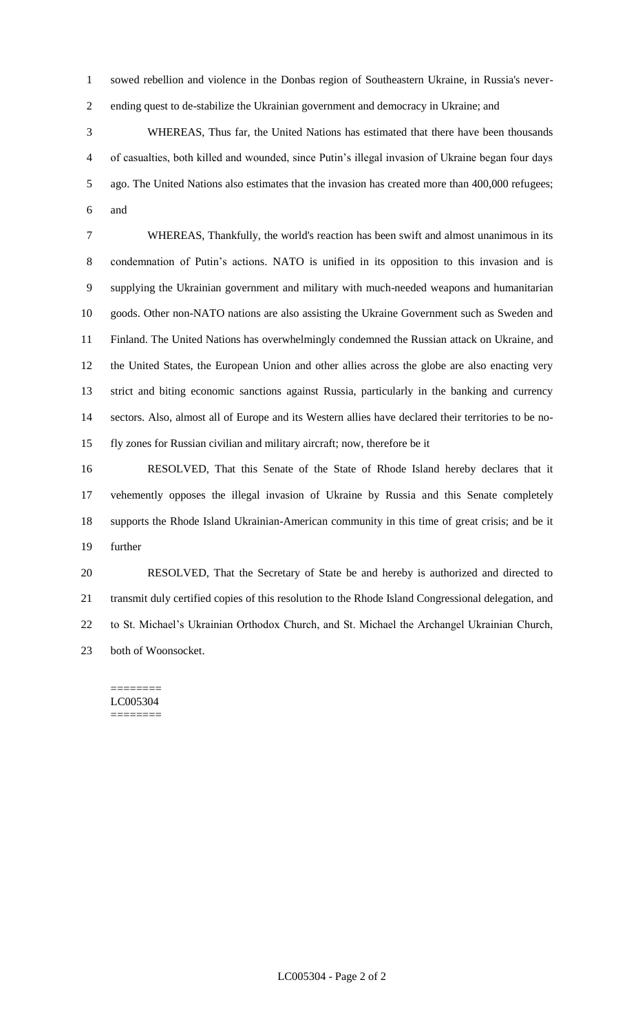sowed rebellion and violence in the Donbas region of Southeastern Ukraine, in Russia's never-ending quest to de-stabilize the Ukrainian government and democracy in Ukraine; and

WHEREAS, Thus far, the United Nations has estimated that there have been thousands of casualties, both killed and wounded, since Putin's illegal invasion of Ukraine began four days ago. The United Nations also estimates that the invasion has created more than 400,000 refugees; and

WHEREAS, Thankfully, the world's reaction has been swift and almost unanimous in its condemnation of Putin's actions. NATO is unified in its opposition to this invasion and is supplying the Ukrainian government and military with much-needed weapons and humanitarian goods. Other non-NATO nations are also assisting the Ukraine Government such as Sweden and Finland. The United Nations has overwhelmingly condemned the Russian attack on Ukraine, and the United States, the European Union and other allies across the globe are also enacting very strict and biting economic sanctions against Russia, particularly in the banking and currency sectors. Also, almost all of Europe and its Western allies have declared their territories to be no-fly zones for Russian civilian and military aircraft; now, therefore be it

RESOLVED, That this Senate of the State of Rhode Island hereby declares that it vehemently opposes the illegal invasion of Ukraine by Russia and this Senate completely supports the Rhode Island Ukrainian-American community in this time of great crisis; and be it further

RESOLVED, That the Secretary of State be and hereby is authorized and directed to transmit duly certified copies of this resolution to the Rhode Island Congressional delegation, and to St. Michael's Ukrainian Orthodox Church, and St. Michael the Archangel Ukrainian Church, both of Woonsocket.

========
LC005304
========